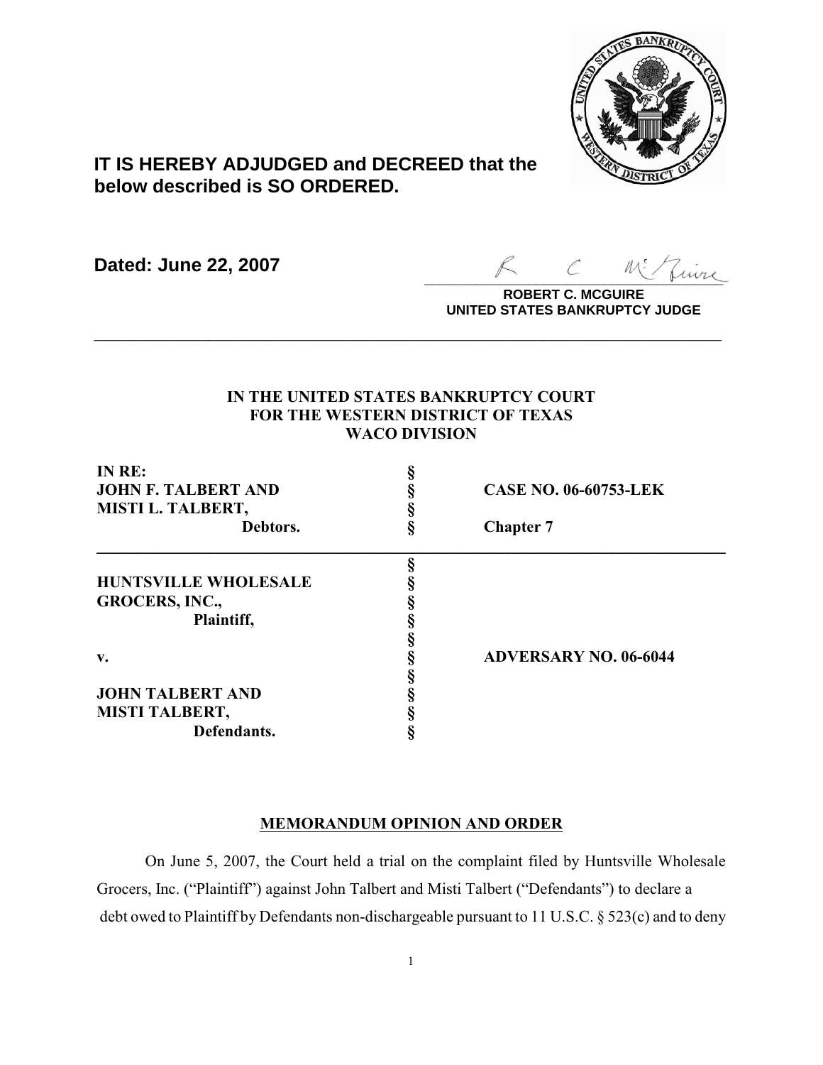**IT IS HEREBY ADJUDGED and DECREED that the below described is SO ORDERED.**

**Dated: June 22, 2007**

**ROBERT C. MCGUIRE**
**UNITED STATES BANKRUPTCY JUDGE**

---

**IN THE UNITED STATES BANKRUPTCY COURT**
**FOR THE WESTERN DISTRICT OF TEXAS**
**WACO DIVISION**

| | | |
|---|---|---|
| **IN RE:** | § | |
| **JOHN F. TALBERT AND** | § | **CASE NO. 06-60753-LEK** |
| **MISTI L. TALBERT,** | § | |
| **Debtors.** | § | **Chapter 7** |

| | | |
|---|---|---|
| | § | |
| **HUNTSVILLE WHOLESALE** | § | |
| **GROCERS, INC.,** | § | |
| **Plaintiff,** | § | |
| | § | |
| **v.** | § | **ADVERSARY NO. 06-6044** |
| | § | |
| **JOHN TALBERT AND** | § | |
| **MISTI TALBERT,** | § | |
| **Defendants.** | § | |

## MEMORANDUM OPINION AND ORDER

On June 5, 2007, the Court held a trial on the complaint filed by Huntsville Wholesale Grocers, Inc. ("Plaintiff") against John Talbert and Misti Talbert ("Defendants") to declare a debt owed to Plaintiff by Defendants non-dischargeable pursuant to 11 U.S.C. § 523(c) and to deny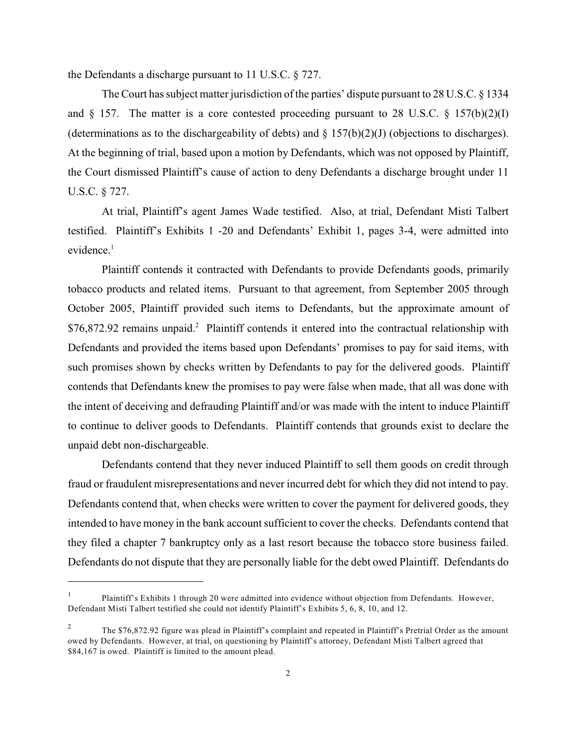the Defendants a discharge pursuant to 11 U.S.C. § 727.

The Court has subject matter jurisdiction of the parties' dispute pursuant to 28 U.S.C. § 1334 and § 157. The matter is a core contested proceeding pursuant to 28 U.S.C. § 157(b)(2)(I) (determinations as to the dischargeability of debts) and § 157(b)(2)(J) (objections to discharges). At the beginning of trial, based upon a motion by Defendants, which was not opposed by Plaintiff, the Court dismissed Plaintiff's cause of action to deny Defendants a discharge brought under 11 U.S.C. § 727.

At trial, Plaintiff's agent James Wade testified. Also, at trial, Defendant Misti Talbert testified. Plaintiff's Exhibits 1 -20 and Defendants' Exhibit 1, pages 3-4, were admitted into evidence.[1]

Plaintiff contends it contracted with Defendants to provide Defendants goods, primarily tobacco products and related items. Pursuant to that agreement, from September 2005 through October 2005, Plaintiff provided such items to Defendants, but the approximate amount of $76,872.92 remains unpaid.[2] Plaintiff contends it entered into the contractual relationship with Defendants and provided the items based upon Defendants' promises to pay for said items, with such promises shown by checks written by Defendants to pay for the delivered goods. Plaintiff contends that Defendants knew the promises to pay were false when made, that all was done with the intent of deceiving and defrauding Plaintiff and/or was made with the intent to induce Plaintiff to continue to deliver goods to Defendants. Plaintiff contends that grounds exist to declare the unpaid debt non-dischargeable.

Defendants contend that they never induced Plaintiff to sell them goods on credit through fraud or fraudulent misrepresentations and never incurred debt for which they did not intend to pay. Defendants contend that, when checks were written to cover the payment for delivered goods, they intended to have money in the bank account sufficient to cover the checks. Defendants contend that they filed a chapter 7 bankruptcy only as a last resort because the tobacco store business failed. Defendants do not dispute that they are personally liable for the debt owed Plaintiff. Defendants do

---

[1] Plaintiff's Exhibits 1 through 20 were admitted into evidence without objection from Defendants. However, Defendant Misti Talbert testified she could not identify Plaintiff's Exhibits 5, 6, 8, 10, and 12.

[2] The $76,872.92 figure was plead in Plaintiff's complaint and repeated in Plaintiff's Pretrial Order as the amount owed by Defendants. However, at trial, on questioning by Plaintiff's attorney, Defendant Misti Talbert agreed that $84,167 is owed. Plaintiff is limited to the amount plead.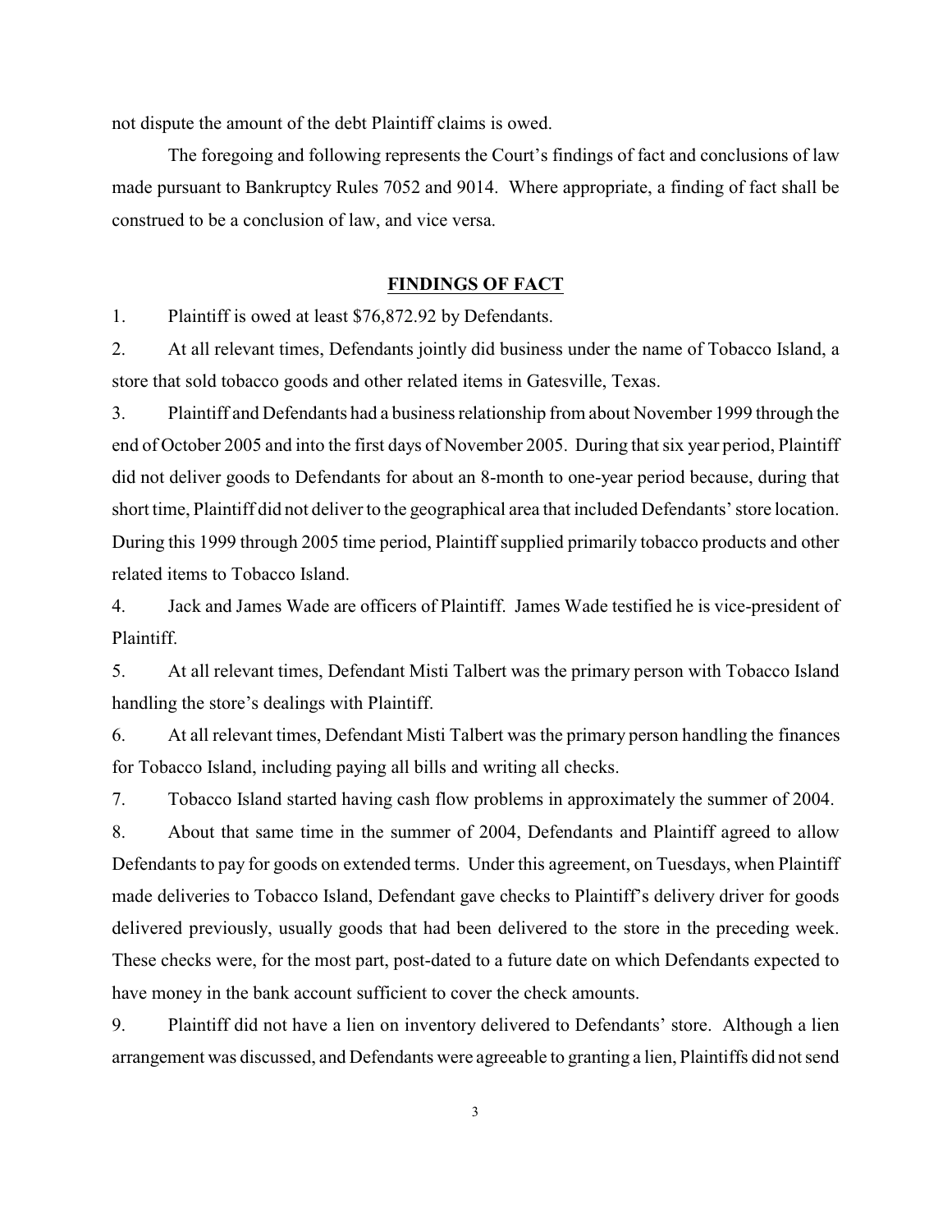not dispute the amount of the debt Plaintiff claims is owed.

The foregoing and following represents the Court's findings of fact and conclusions of law made pursuant to Bankruptcy Rules 7052 and 9014. Where appropriate, a finding of fact shall be construed to be a conclusion of law, and vice versa.

## FINDINGS OF FACT

1. Plaintiff is owed at least $76,872.92 by Defendants.

2. At all relevant times, Defendants jointly did business under the name of Tobacco Island, a store that sold tobacco goods and other related items in Gatesville, Texas.

3. Plaintiff and Defendants had a business relationship from about November 1999 through the end of October 2005 and into the first days of November 2005. During that six year period, Plaintiff did not deliver goods to Defendants for about an 8-month to one-year period because, during that short time, Plaintiff did not deliver to the geographical area that included Defendants' store location. During this 1999 through 2005 time period, Plaintiff supplied primarily tobacco products and other related items to Tobacco Island.

4. Jack and James Wade are officers of Plaintiff. James Wade testified he is vice-president of Plaintiff.

5. At all relevant times, Defendant Misti Talbert was the primary person with Tobacco Island handling the store's dealings with Plaintiff.

6. At all relevant times, Defendant Misti Talbert was the primary person handling the finances for Tobacco Island, including paying all bills and writing all checks.

7. Tobacco Island started having cash flow problems in approximately the summer of 2004.

8. About that same time in the summer of 2004, Defendants and Plaintiff agreed to allow Defendants to pay for goods on extended terms. Under this agreement, on Tuesdays, when Plaintiff made deliveries to Tobacco Island, Defendant gave checks to Plaintiff's delivery driver for goods delivered previously, usually goods that had been delivered to the store in the preceding week. These checks were, for the most part, post-dated to a future date on which Defendants expected to have money in the bank account sufficient to cover the check amounts.

9. Plaintiff did not have a lien on inventory delivered to Defendants' store. Although a lien arrangement was discussed, and Defendants were agreeable to granting a lien, Plaintiffs did not send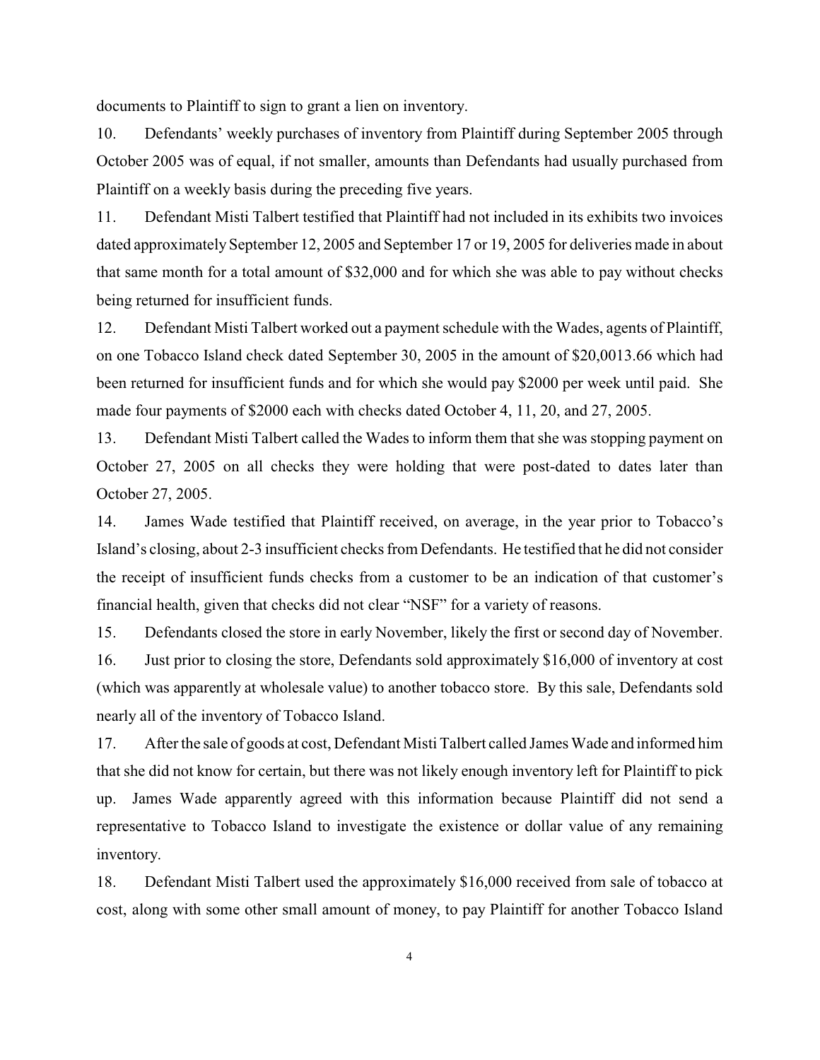documents to Plaintiff to sign to grant a lien on inventory.

10. Defendants' weekly purchases of inventory from Plaintiff during September 2005 through October 2005 was of equal, if not smaller, amounts than Defendants had usually purchased from Plaintiff on a weekly basis during the preceding five years.

11. Defendant Misti Talbert testified that Plaintiff had not included in its exhibits two invoices dated approximately September 12, 2005 and September 17 or 19, 2005 for deliveries made in about that same month for a total amount of $32,000 and for which she was able to pay without checks being returned for insufficient funds.

12. Defendant Misti Talbert worked out a payment schedule with the Wades, agents of Plaintiff, on one Tobacco Island check dated September 30, 2005 in the amount of $20,0013.66 which had been returned for insufficient funds and for which she would pay $2000 per week until paid. She made four payments of $2000 each with checks dated October 4, 11, 20, and 27, 2005.

13. Defendant Misti Talbert called the Wades to inform them that she was stopping payment on October 27, 2005 on all checks they were holding that were post-dated to dates later than October 27, 2005.

14. James Wade testified that Plaintiff received, on average, in the year prior to Tobacco's Island's closing, about 2-3 insufficient checks from Defendants. He testified that he did not consider the receipt of insufficient funds checks from a customer to be an indication of that customer's financial health, given that checks did not clear "NSF" for a variety of reasons.

15. Defendants closed the store in early November, likely the first or second day of November.

16. Just prior to closing the store, Defendants sold approximately $16,000 of inventory at cost (which was apparently at wholesale value) to another tobacco store. By this sale, Defendants sold nearly all of the inventory of Tobacco Island.

17. After the sale of goods at cost, Defendant Misti Talbert called James Wade and informed him that she did not know for certain, but there was not likely enough inventory left for Plaintiff to pick up. James Wade apparently agreed with this information because Plaintiff did not send a representative to Tobacco Island to investigate the existence or dollar value of any remaining inventory.

18. Defendant Misti Talbert used the approximately $16,000 received from sale of tobacco at cost, along with some other small amount of money, to pay Plaintiff for another Tobacco Island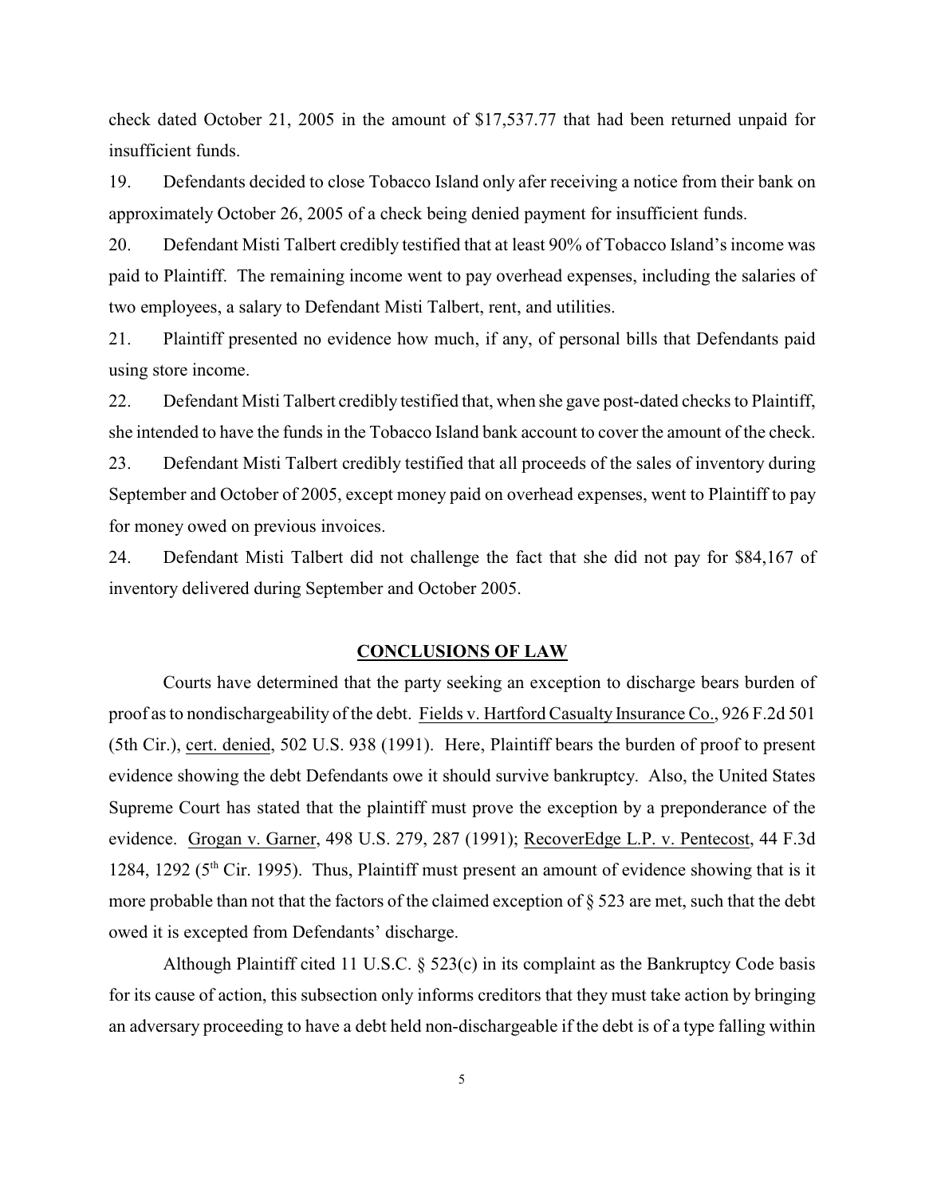check dated October 21, 2005 in the amount of $17,537.77 that had been returned unpaid for insufficient funds.

19. Defendants decided to close Tobacco Island only afer receiving a notice from their bank on approximately October 26, 2005 of a check being denied payment for insufficient funds.

20. Defendant Misti Talbert credibly testified that at least 90% of Tobacco Island's income was paid to Plaintiff. The remaining income went to pay overhead expenses, including the salaries of two employees, a salary to Defendant Misti Talbert, rent, and utilities.

21. Plaintiff presented no evidence how much, if any, of personal bills that Defendants paid using store income.

22. Defendant Misti Talbert credibly testified that, when she gave post-dated checks to Plaintiff, she intended to have the funds in the Tobacco Island bank account to cover the amount of the check.

23. Defendant Misti Talbert credibly testified that all proceeds of the sales of inventory during September and October of 2005, except money paid on overhead expenses, went to Plaintiff to pay for money owed on previous invoices.

24. Defendant Misti Talbert did not challenge the fact that she did not pay for $84,167 of inventory delivered during September and October 2005.

## CONCLUSIONS OF LAW

Courts have determined that the party seeking an exception to discharge bears burden of proof as to nondischargeability of the debt. Fields v. Hartford Casualty Insurance Co., 926 F.2d 501 (5th Cir.), cert. denied, 502 U.S. 938 (1991). Here, Plaintiff bears the burden of proof to present evidence showing the debt Defendants owe it should survive bankruptcy. Also, the United States Supreme Court has stated that the plaintiff must prove the exception by a preponderance of the evidence. Grogan v. Garner, 498 U.S. 279, 287 (1991); RecoverEdge L.P. v. Pentecost, 44 F.3d 1284, 1292 (5th Cir. 1995). Thus, Plaintiff must present an amount of evidence showing that is it more probable than not that the factors of the claimed exception of § 523 are met, such that the debt owed it is excepted from Defendants' discharge.

Although Plaintiff cited 11 U.S.C. § 523(c) in its complaint as the Bankruptcy Code basis for its cause of action, this subsection only informs creditors that they must take action by bringing an adversary proceeding to have a debt held non-dischargeable if the debt is of a type falling within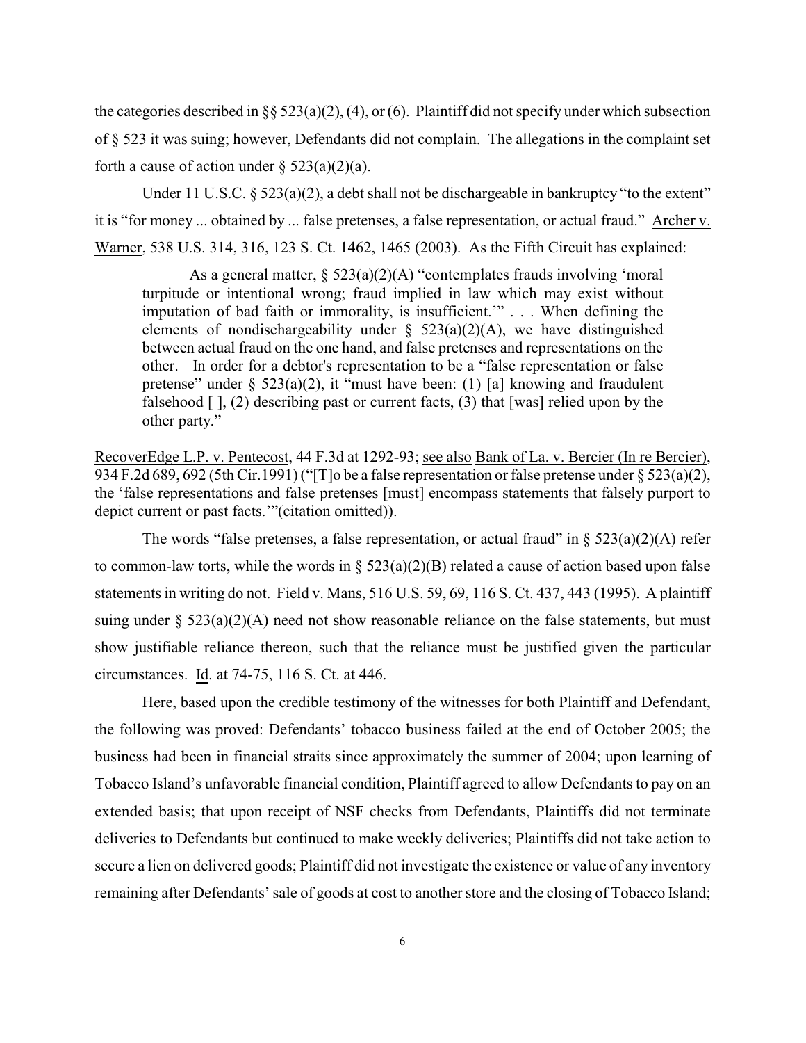the categories described in §§ 523(a)(2), (4), or (6). Plaintiff did not specify under which subsection of § 523 it was suing; however, Defendants did not complain. The allegations in the complaint set forth a cause of action under § 523(a)(2)(a).

Under 11 U.S.C. § 523(a)(2), a debt shall not be dischargeable in bankruptcy "to the extent" it is "for money ... obtained by ... false pretenses, a false representation, or actual fraud." Archer v. Warner, 538 U.S. 314, 316, 123 S. Ct. 1462, 1465 (2003). As the Fifth Circuit has explained:

> As a general matter, § 523(a)(2)(A) "contemplates frauds involving 'moral turpitude or intentional wrong; fraud implied in law which may exist without imputation of bad faith or immorality, is insufficient.'" . . . When defining the elements of nondischargeability under § 523(a)(2)(A), we have distinguished between actual fraud on the one hand, and false pretenses and representations on the other. In order for a debtor's representation to be a "false representation or false pretense" under § 523(a)(2), it "must have been: (1) [a] knowing and fraudulent falsehood [ ], (2) describing past or current facts, (3) that [was] relied upon by the other party."

RecoverEdge L.P. v. Pentecost, 44 F.3d at 1292-93; see also Bank of La. v. Bercier (In re Bercier), 934 F.2d 689, 692 (5th Cir.1991) ("[T]o be a false representation or false pretense under § 523(a)(2), the 'false representations and false pretenses [must] encompass statements that falsely purport to depict current or past facts.'"(citation omitted)).

The words "false pretenses, a false representation, or actual fraud" in § 523(a)(2)(A) refer to common-law torts, while the words in § 523(a)(2)(B) related a cause of action based upon false statements in writing do not. Field v. Mans, 516 U.S. 59, 69, 116 S. Ct. 437, 443 (1995). A plaintiff suing under § 523(a)(2)(A) need not show reasonable reliance on the false statements, but must show justifiable reliance thereon, such that the reliance must be justified given the particular circumstances. Id. at 74-75, 116 S. Ct. at 446.

Here, based upon the credible testimony of the witnesses for both Plaintiff and Defendant, the following was proved: Defendants' tobacco business failed at the end of October 2005; the business had been in financial straits since approximately the summer of 2004; upon learning of Tobacco Island's unfavorable financial condition, Plaintiff agreed to allow Defendants to pay on an extended basis; that upon receipt of NSF checks from Defendants, Plaintiffs did not terminate deliveries to Defendants but continued to make weekly deliveries; Plaintiffs did not take action to secure a lien on delivered goods; Plaintiff did not investigate the existence or value of any inventory remaining after Defendants' sale of goods at cost to another store and the closing of Tobacco Island;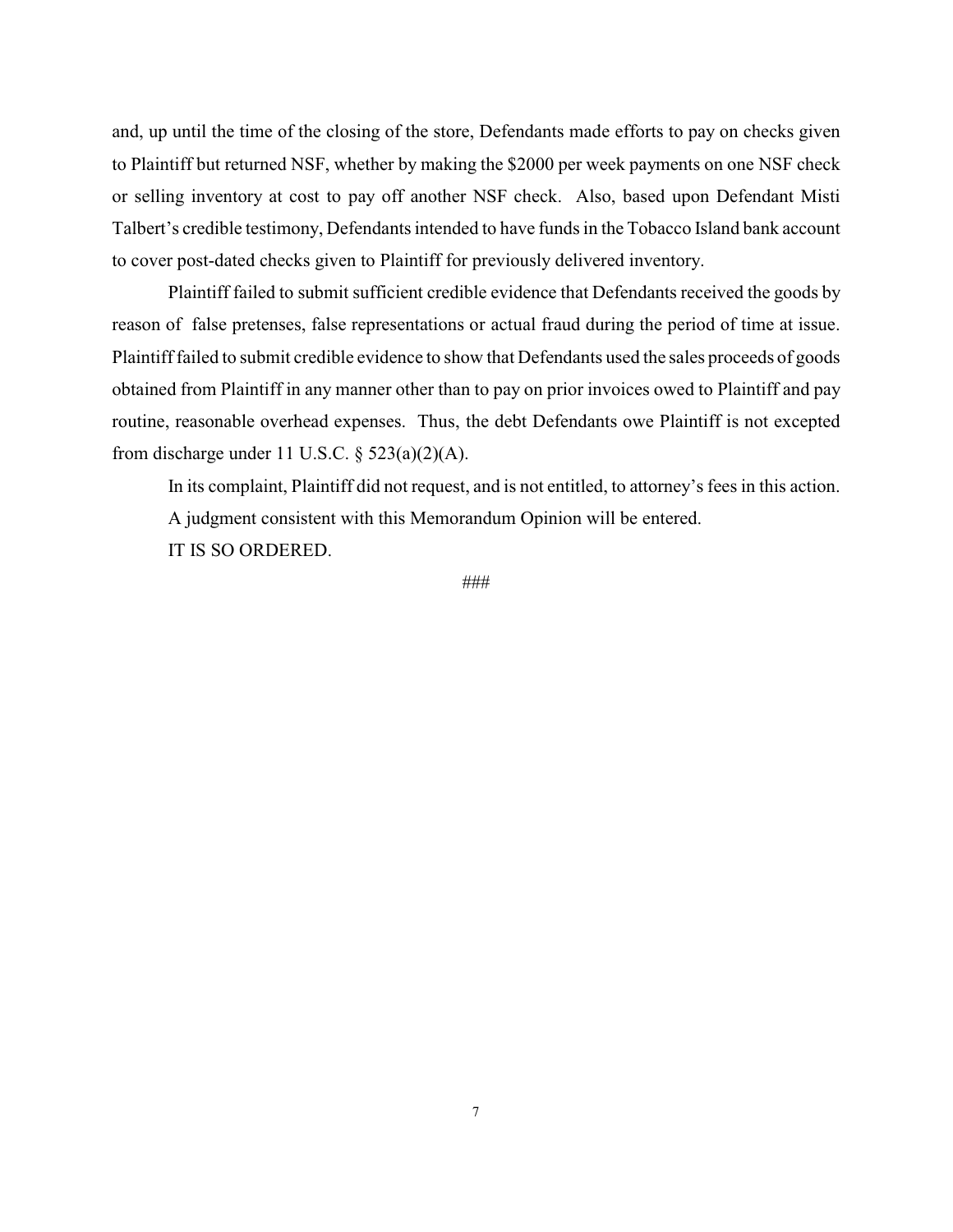and, up until the time of the closing of the store, Defendants made efforts to pay on checks given to Plaintiff but returned NSF, whether by making the $2000 per week payments on one NSF check or selling inventory at cost to pay off another NSF check. Also, based upon Defendant Misti Talbert's credible testimony, Defendants intended to have funds in the Tobacco Island bank account to cover post-dated checks given to Plaintiff for previously delivered inventory.

Plaintiff failed to submit sufficient credible evidence that Defendants received the goods by reason of false pretenses, false representations or actual fraud during the period of time at issue. Plaintiff failed to submit credible evidence to show that Defendants used the sales proceeds of goods obtained from Plaintiff in any manner other than to pay on prior invoices owed to Plaintiff and pay routine, reasonable overhead expenses. Thus, the debt Defendants owe Plaintiff is not excepted from discharge under 11 U.S.C. § 523(a)(2)(A).

In its complaint, Plaintiff did not request, and is not entitled, to attorney's fees in this action.

A judgment consistent with this Memorandum Opinion will be entered.

IT IS SO ORDERED.

###